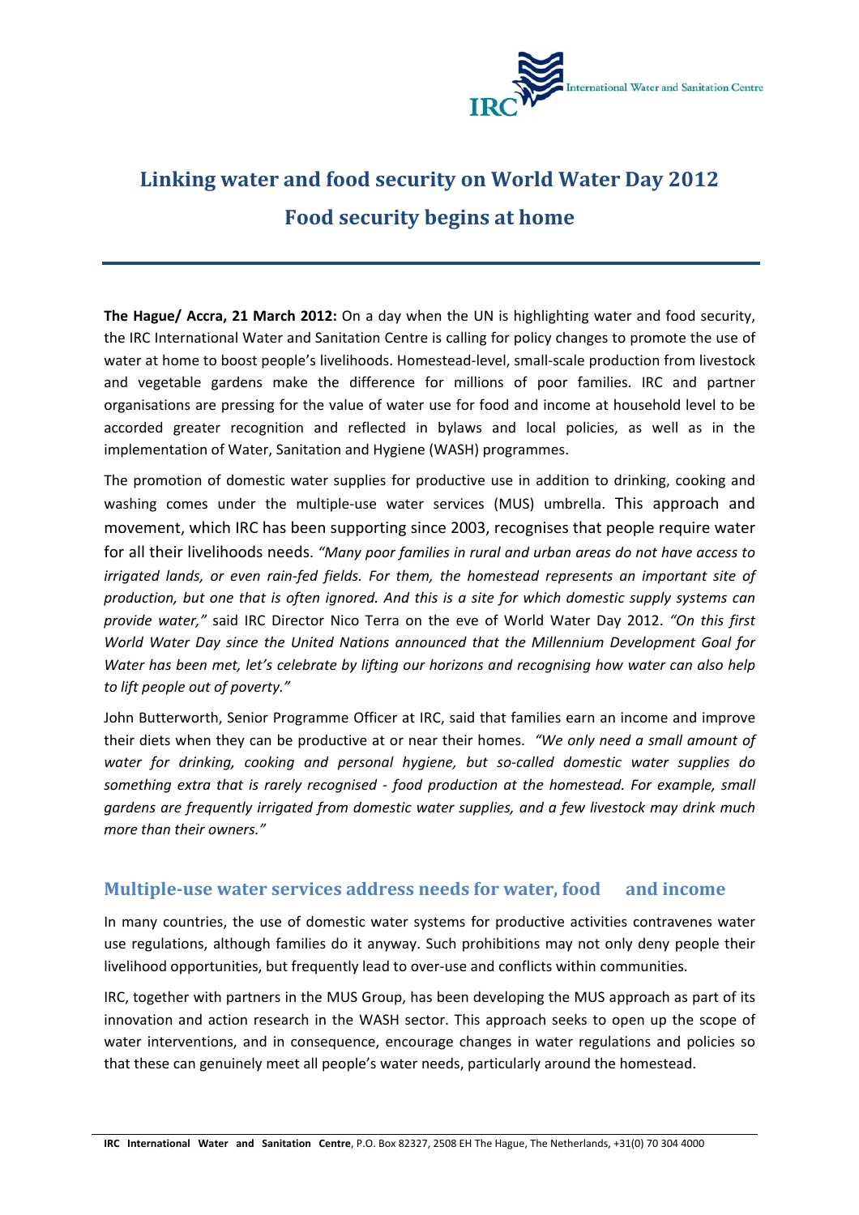# Linking water and food security on World Water Day 2012

## Food security begins at home

**The Hague/ Accra, 21 March 2012:** On a day when the UN is highlighting water and food security, the IRC International Water and Sanitation Centre is calling for policy changes to promote the use of water at home to boost people's livelihoods. Homestead-level, small-scale production from livestock and vegetable gardens make the difference for millions of poor families. IRC and partner organisations are pressing for the value of water use for food and income at household level to be accorded greater recognition and reflected in bylaws and local policies, as well as in the implementation of Water, Sanitation and Hygiene (WASH) programmes.

The promotion of domestic water supplies for productive use in addition to drinking, cooking and washing comes under the multiple-use water services (MUS) umbrella. This approach and movement, which IRC has been supporting since 2003, recognises that people require water for all their livelihoods needs. *"Many poor families in rural and urban areas do not have access to irrigated lands, or even rain-fed fields. For them, the homestead represents an important site of production, but one that is often ignored. And this is a site for which domestic supply systems can provide water,"* said IRC Director Nico Terra on the eve of World Water Day 2012. *"On this first World Water Day since the United Nations announced that the Millennium Development Goal for Water has been met, let's celebrate by lifting our horizons and recognising how water can also help to lift people out of poverty."*

John Butterworth, Senior Programme Officer at IRC, said that families earn an income and improve their diets when they can be productive at or near their homes. *"We only need a small amount of water for drinking, cooking and personal hygiene, but so-called domestic water supplies do something extra that is rarely recognised - food production at the homestead. For example, small gardens are frequently irrigated from domestic water supplies, and a few livestock may drink much more than their owners."*

### Multiple-use water services address needs for water, food and income

In many countries, the use of domestic water systems for productive activities contravenes water use regulations, although families do it anyway. Such prohibitions may not only deny people their livelihood opportunities, but frequently lead to over-use and conflicts within communities.

IRC, together with partners in the MUS Group, has been developing the MUS approach as part of its innovation and action research in the WASH sector. This approach seeks to open up the scope of water interventions, and in consequence, encourage changes in water regulations and policies so that these can genuinely meet all people's water needs, particularly around the homestead.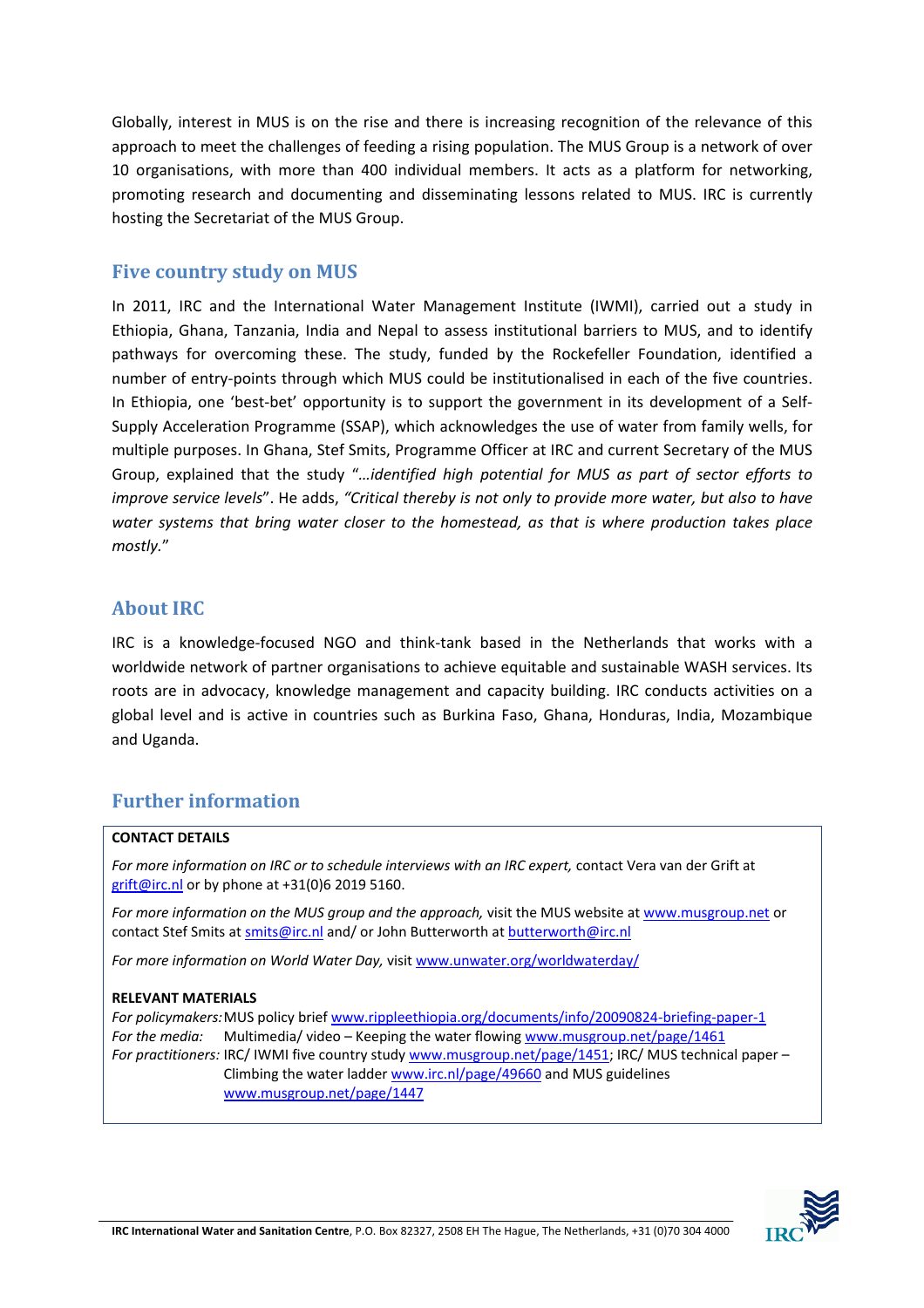Globally, interest in MUS is on the rise and there is increasing recognition of the relevance of this approach to meet the challenges of feeding a rising population. The MUS Group is a network of over 10 organisations, with more than 400 individual members. It acts as a platform for networking, promoting research and documenting and disseminating lessons related to MUS. IRC is currently hosting the Secretariat of the MUS Group.

## Five country study on MUS

In 2011, IRC and the International Water Management Institute (IWMI), carried out a study in Ethiopia, Ghana, Tanzania, India and Nepal to assess institutional barriers to MUS, and to identify pathways for overcoming these. The study, funded by the Rockefeller Foundation, identified a number of entry-points through which MUS could be institutionalised in each of the five countries. In Ethiopia, one 'best-bet' opportunity is to support the government in its development of a Self-Supply Acceleration Programme (SSAP), which acknowledges the use of water from family wells, for multiple purposes. In Ghana, Stef Smits, Programme Officer at IRC and current Secretary of the MUS Group, explained that the study "*…identified high potential for MUS as part of sector efforts to improve service levels*". He adds, *"Critical thereby is not only to provide more water, but also to have water systems that bring water closer to the homestead, as that is where production takes place mostly."*

## About IRC

IRC is a knowledge-focused NGO and think-tank based in the Netherlands that works with a worldwide network of partner organisations to achieve equitable and sustainable WASH services. Its roots are in advocacy, knowledge management and capacity building. IRC conducts activities on a global level and is active in countries such as Burkina Faso, Ghana, Honduras, India, Mozambique and Uganda.

## Further information

**CONTACT DETAILS**

*For more information on IRC or to schedule interviews with an IRC expert,* contact Vera van der Grift at grift@irc.nl or by phone at +31(0)6 2019 5160.

*For more information on the MUS group and the approach,* visit the MUS website at www.musgroup.net or contact Stef Smits at smits@irc.nl and/ or John Butterworth at butterworth@irc.nl

*For more information on World Water Day,* visit www.unwater.org/worldwaterday/

**RELEVANT MATERIALS**

*For policymakers:* MUS policy brief www.rippleethiopia.org/documents/info/20090824-briefing-paper-1

*For the media:* Multimedia/ video – Keeping the water flowing www.musgroup.net/page/1461

*For practitioners:* IRC/ IWMI five country study www.musgroup.net/page/1451; IRC/ MUS technical paper – Climbing the water ladder www.irc.nl/page/49660 and MUS guidelines www.musgroup.net/page/1447